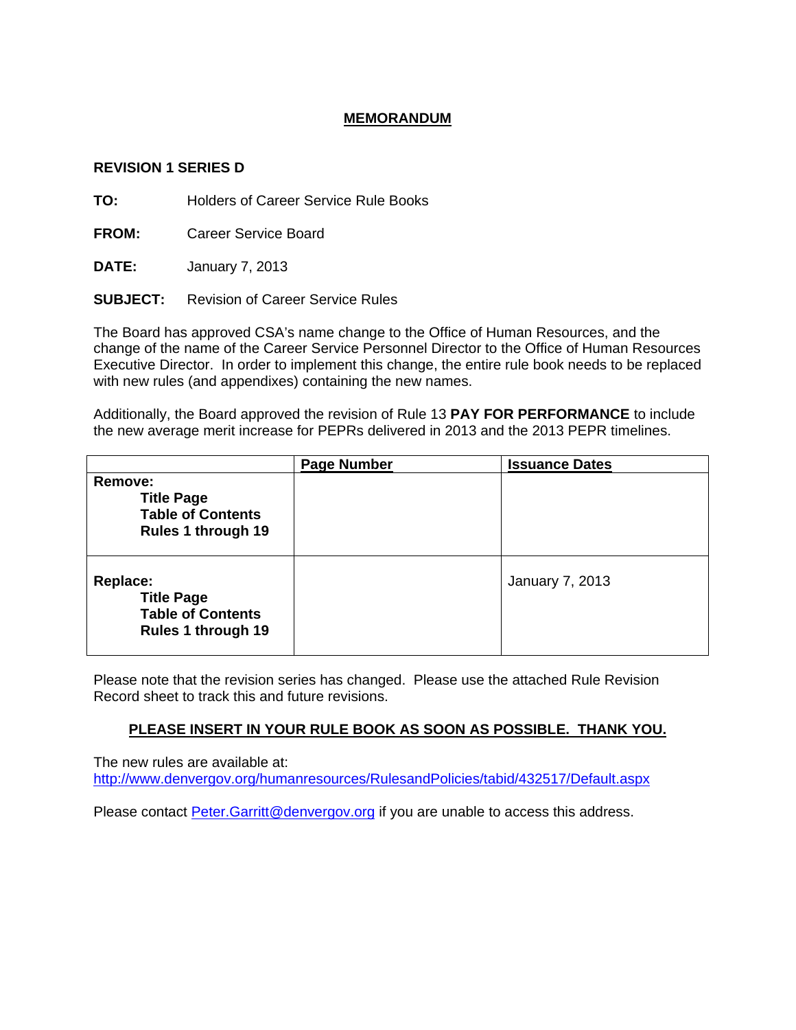# MEMORANDUM

**REVISION 1 SERIES D**

**TO:** Holders of Career Service Rule Books

**FROM:** Career Service Board

**DATE:** January 7, 2013

**SUBJECT:** Revision of Career Service Rules

The Board has approved CSA's name change to the Office of Human Resources, and the change of the name of the Career Service Personnel Director to the Office of Human Resources Executive Director. In order to implement this change, the entire rule book needs to be replaced with new rules (and appendixes) containing the new names.

Additionally, the Board approved the revision of Rule 13 **PAY FOR PERFORMANCE** to include the new average merit increase for PEPRs delivered in 2013 and the 2013 PEPR timelines.

| | Page Number | Issuance Dates |
|---|---|---|
| **Remove:**<br>**Title Page**<br>**Table of Contents**<br>**Rules 1 through 19** | | |
| **Replace:**<br>**Title Page**<br>**Table of Contents**<br>**Rules 1 through 19** | | January 7, 2013 |

Please note that the revision series has changed. Please use the attached Rule Revision Record sheet to track this and future revisions.

**PLEASE INSERT IN YOUR RULE BOOK AS SOON AS POSSIBLE. THANK YOU.**

The new rules are available at:
http://www.denvergov.org/humanresources/RulesandPolicies/tabid/432517/Default.aspx

Please contact Peter.Garritt@denvergov.org if you are unable to access this address.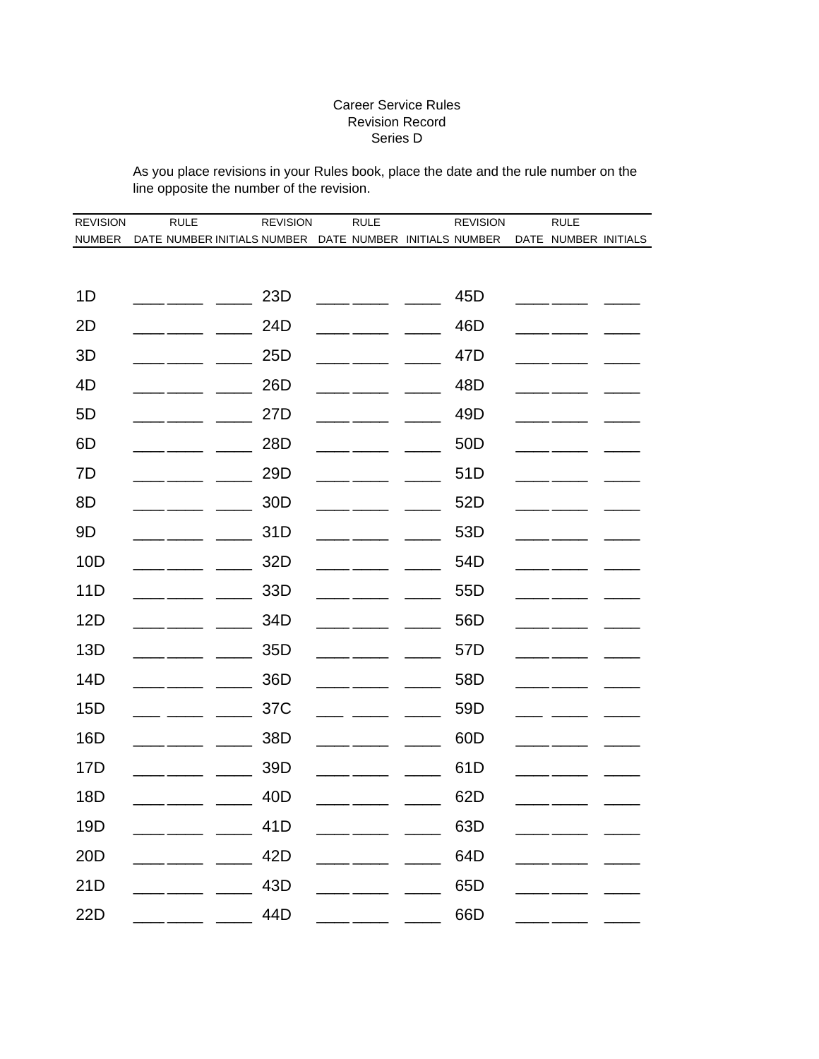Career Service Rules
Revision Record
Series D

As you place revisions in your Rules book, place the date and the rule number on the line opposite the number of the revision.

| REVISION NUMBER | DATE | RULE NUMBER | INITIALS | REVISION NUMBER | DATE | RULE NUMBER | INITIALS | REVISION NUMBER | DATE | RULE NUMBER | INITIALS |
|---|---|---|---|---|---|---|---|---|---|---|---|
| 1D | ____ | ____ | ____ | 23D | ____ | ____ | ____ | 45D | ____ | ____ | ____ |
| 2D | ____ | ____ | ____ | 24D | ____ | ____ | ____ | 46D | ____ | ____ | ____ |
| 3D | ____ | ____ | ____ | 25D | ____ | ____ | ____ | 47D | ____ | ____ | ____ |
| 4D | ____ | ____ | ____ | 26D | ____ | ____ | ____ | 48D | ____ | ____ | ____ |
| 5D | ____ | ____ | ____ | 27D | ____ | ____ | ____ | 49D | ____ | ____ | ____ |
| 6D | ____ | ____ | ____ | 28D | ____ | ____ | ____ | 50D | ____ | ____ | ____ |
| 7D | ____ | ____ | ____ | 29D | ____ | ____ | ____ | 51D | ____ | ____ | ____ |
| 8D | ____ | ____ | ____ | 30D | ____ | ____ | ____ | 52D | ____ | ____ | ____ |
| 9D | ____ | ____ | ____ | 31D | ____ | ____ | ____ | 53D | ____ | ____ | ____ |
| 10D | ____ | ____ | ____ | 32D | ____ | ____ | ____ | 54D | ____ | ____ | ____ |
| 11D | ____ | ____ | ____ | 33D | ____ | ____ | ____ | 55D | ____ | ____ | ____ |
| 12D | ____ | ____ | ____ | 34D | ____ | ____ | ____ | 56D | ____ | ____ | ____ |
| 13D | ____ | ____ | ____ | 35D | ____ | ____ | ____ | 57D | ____ | ____ | ____ |
| 14D | ____ | ____ | ____ | 36D | ____ | ____ | ____ | 58D | ____ | ____ | ____ |
| 15D | ____ | ____ | ____ | 37C | ____ | ____ | ____ | 59D | ____ | ____ | ____ |
| 16D | ____ | ____ | ____ | 38D | ____ | ____ | ____ | 60D | ____ | ____ | ____ |
| 17D | ____ | ____ | ____ | 39D | ____ | ____ | ____ | 61D | ____ | ____ | ____ |
| 18D | ____ | ____ | ____ | 40D | ____ | ____ | ____ | 62D | ____ | ____ | ____ |
| 19D | ____ | ____ | ____ | 41D | ____ | ____ | ____ | 63D | ____ | ____ | ____ |
| 20D | ____ | ____ | ____ | 42D | ____ | ____ | ____ | 64D | ____ | ____ | ____ |
| 21D | ____ | ____ | ____ | 43D | ____ | ____ | ____ | 65D | ____ | ____ | ____ |
| 22D | ____ | ____ | ____ | 44D | ____ | ____ | ____ | 66D | ____ | ____ | ____ |